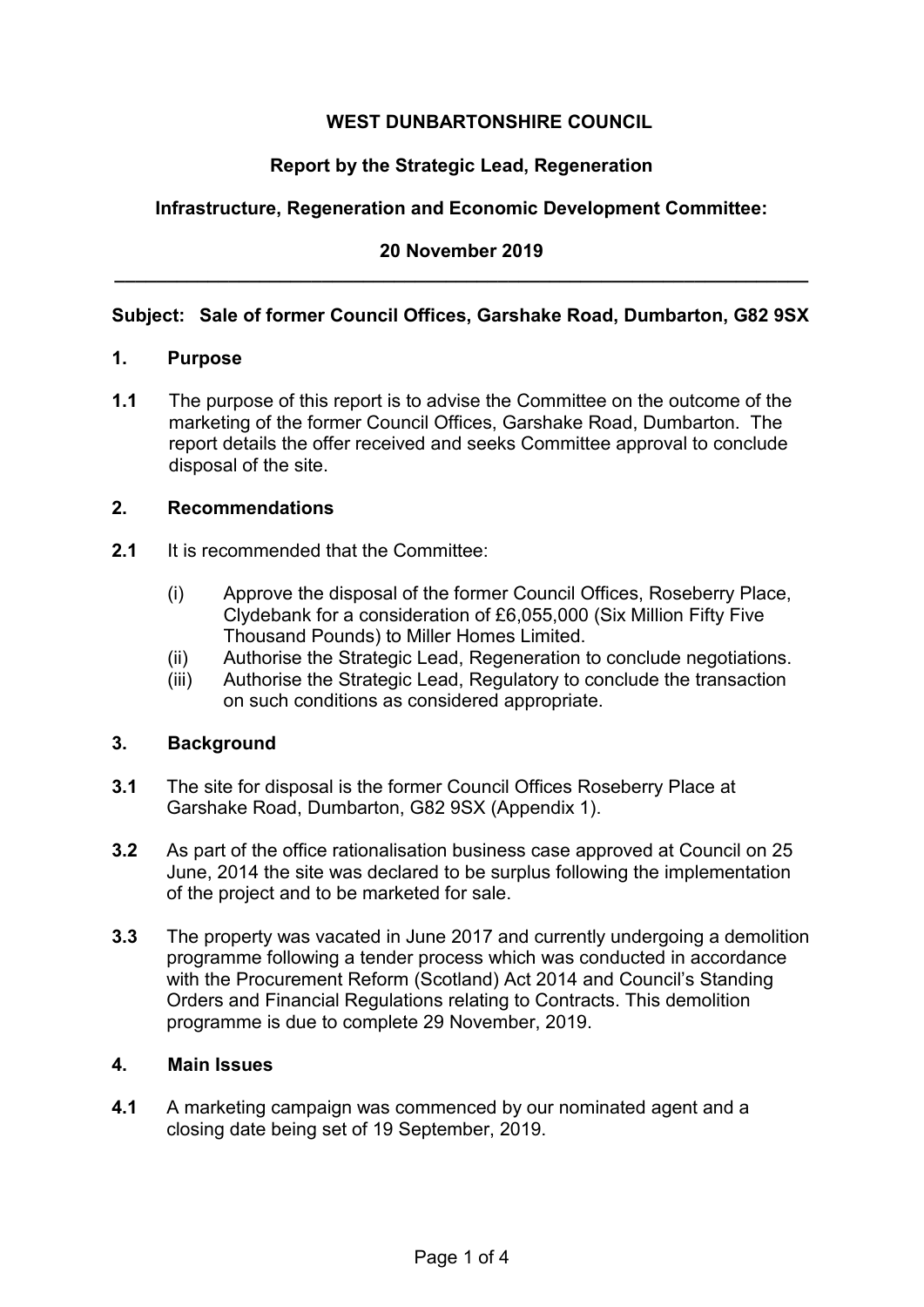**WEST DUNBARTONSHIRE COUNCIL**

**Report by the Strategic Lead, Regeneration**

**Infrastructure, Regeneration and Economic Development Committee:**

**20 November 2019**

---

**Subject: Sale of former Council Offices, Garshake Road, Dumbarton, G82 9SX**

## 1. Purpose

**1.1** The purpose of this report is to advise the Committee on the outcome of the marketing of the former Council Offices, Garshake Road, Dumbarton. The report details the offer received and seeks Committee approval to conclude disposal of the site.

## 2. Recommendations

**2.1** It is recommended that the Committee:

(i) Approve the disposal of the former Council Offices, Roseberry Place, Clydebank for a consideration of £6,055,000 (Six Million Fifty Five Thousand Pounds) to Miller Homes Limited.
(ii) Authorise the Strategic Lead, Regeneration to conclude negotiations.
(iii) Authorise the Strategic Lead, Regulatory to conclude the transaction on such conditions as considered appropriate.

## 3. Background

**3.1** The site for disposal is the former Council Offices Roseberry Place at Garshake Road, Dumbarton, G82 9SX (Appendix 1).

**3.2** As part of the office rationalisation business case approved at Council on 25 June, 2014 the site was declared to be surplus following the implementation of the project and to be marketed for sale.

**3.3** The property was vacated in June 2017 and currently undergoing a demolition programme following a tender process which was conducted in accordance with the Procurement Reform (Scotland) Act 2014 and Council's Standing Orders and Financial Regulations relating to Contracts. This demolition programme is due to complete 29 November, 2019.

## 4. Main Issues

**4.1** A marketing campaign was commenced by our nominated agent and a closing date being set of 19 September, 2019.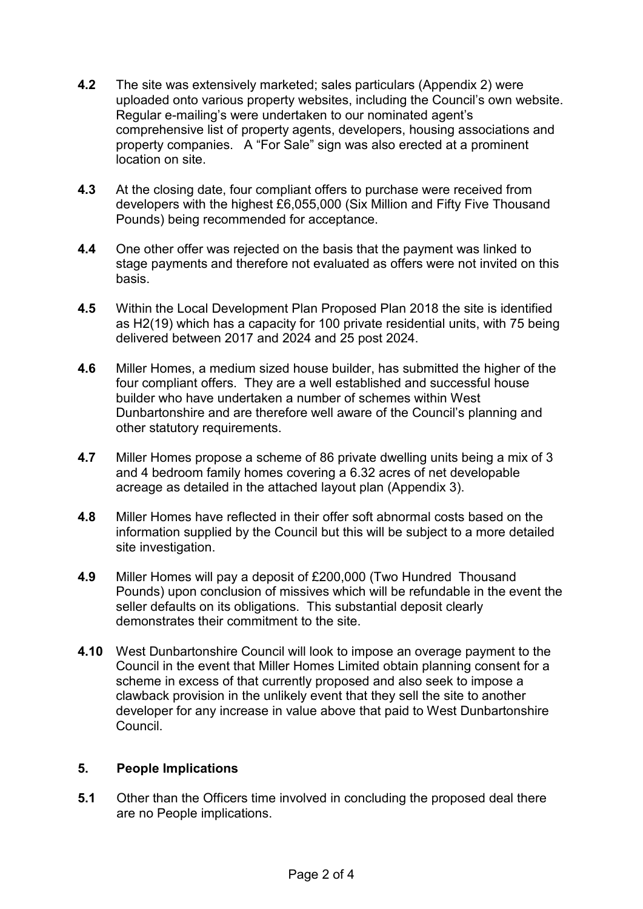**4.2** The site was extensively marketed; sales particulars (Appendix 2) were uploaded onto various property websites, including the Council's own website. Regular e-mailing's were undertaken to our nominated agent's comprehensive list of property agents, developers, housing associations and property companies. A "For Sale" sign was also erected at a prominent location on site.

**4.3** At the closing date, four compliant offers to purchase were received from developers with the highest £6,055,000 (Six Million and Fifty Five Thousand Pounds) being recommended for acceptance.

**4.4** One other offer was rejected on the basis that the payment was linked to stage payments and therefore not evaluated as offers were not invited on this basis.

**4.5** Within the Local Development Plan Proposed Plan 2018 the site is identified as H2(19) which has a capacity for 100 private residential units, with 75 being delivered between 2017 and 2024 and 25 post 2024.

**4.6** Miller Homes, a medium sized house builder, has submitted the higher of the four compliant offers. They are a well established and successful house builder who have undertaken a number of schemes within West Dunbartonshire and are therefore well aware of the Council's planning and other statutory requirements.

**4.7** Miller Homes propose a scheme of 86 private dwelling units being a mix of 3 and 4 bedroom family homes covering a 6.32 acres of net developable acreage as detailed in the attached layout plan (Appendix 3).

**4.8** Miller Homes have reflected in their offer soft abnormal costs based on the information supplied by the Council but this will be subject to a more detailed site investigation.

**4.9** Miller Homes will pay a deposit of £200,000 (Two Hundred Thousand Pounds) upon conclusion of missives which will be refundable in the event the seller defaults on its obligations. This substantial deposit clearly demonstrates their commitment to the site.

**4.10** West Dunbartonshire Council will look to impose an overage payment to the Council in the event that Miller Homes Limited obtain planning consent for a scheme in excess of that currently proposed and also seek to impose a clawback provision in the unlikely event that they sell the site to another developer for any increase in value above that paid to West Dunbartonshire Council.

## 5. People Implications

**5.1** Other than the Officers time involved in concluding the proposed deal there are no People implications.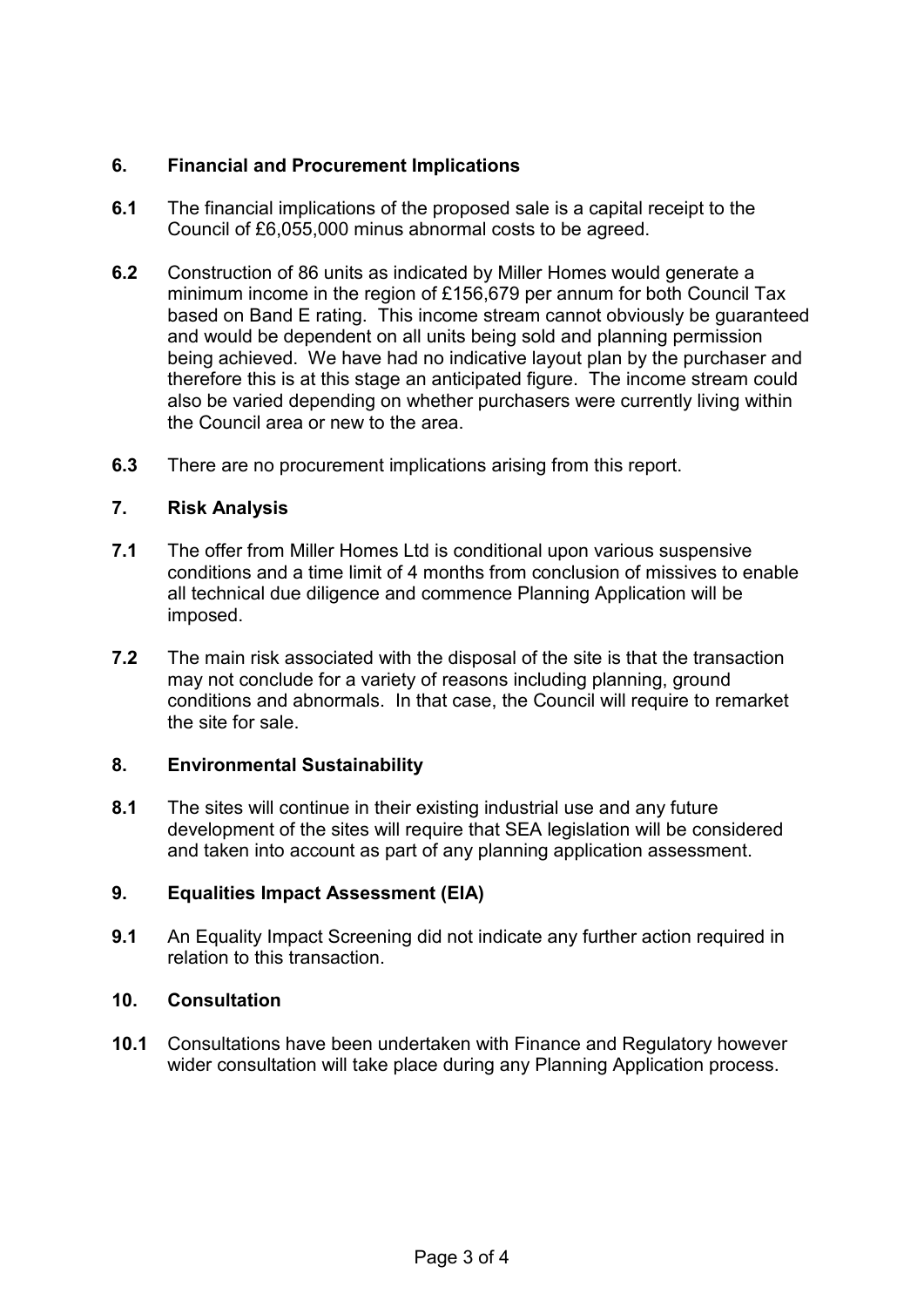## 6. Financial and Procurement Implications

**6.1** The financial implications of the proposed sale is a capital receipt to the Council of £6,055,000 minus abnormal costs to be agreed.

**6.2** Construction of 86 units as indicated by Miller Homes would generate a minimum income in the region of £156,679 per annum for both Council Tax based on Band E rating. This income stream cannot obviously be guaranteed and would be dependent on all units being sold and planning permission being achieved. We have had no indicative layout plan by the purchaser and therefore this is at this stage an anticipated figure. The income stream could also be varied depending on whether purchasers were currently living within the Council area or new to the area.

**6.3** There are no procurement implications arising from this report.

## 7. Risk Analysis

**7.1** The offer from Miller Homes Ltd is conditional upon various suspensive conditions and a time limit of 4 months from conclusion of missives to enable all technical due diligence and commence Planning Application will be imposed.

**7.2** The main risk associated with the disposal of the site is that the transaction may not conclude for a variety of reasons including planning, ground conditions and abnormals. In that case, the Council will require to remarket the site for sale.

## 8. Environmental Sustainability

**8.1** The sites will continue in their existing industrial use and any future development of the sites will require that SEA legislation will be considered and taken into account as part of any planning application assessment.

## 9. Equalities Impact Assessment (EIA)

**9.1** An Equality Impact Screening did not indicate any further action required in relation to this transaction.

## 10. Consultation

**10.1** Consultations have been undertaken with Finance and Regulatory however wider consultation will take place during any Planning Application process.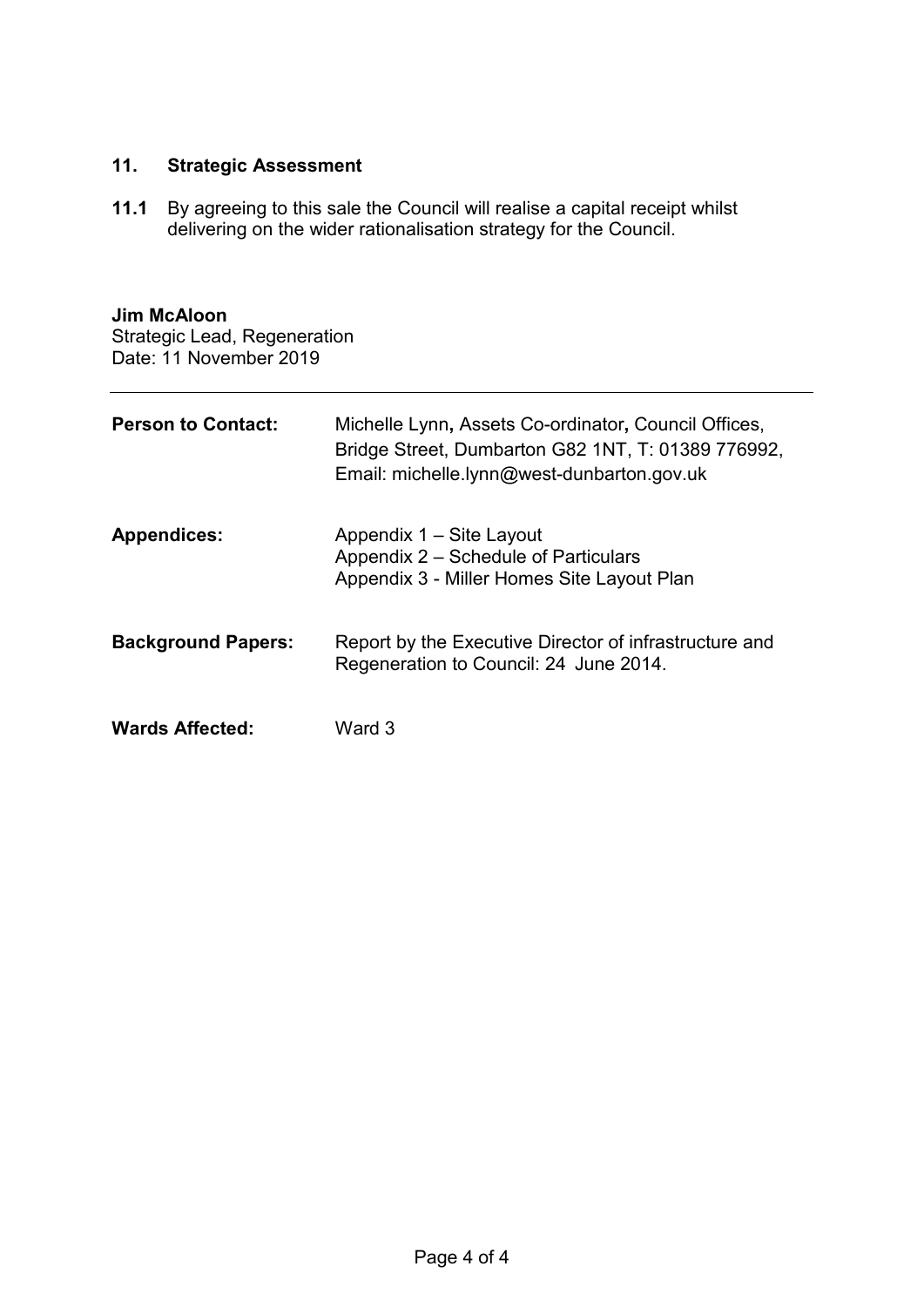## 11. Strategic Assessment

**11.1** By agreeing to this sale the Council will realise a capital receipt whilst delivering on the wider rationalisation strategy for the Council.

**Jim McAloon**
Strategic Lead, Regeneration
Date: 11 November 2019

---

**Person to Contact:** Michelle Lynn**,** Assets Co-ordinator**,** Council Offices, Bridge Street, Dumbarton G82 1NT, T: 01389 776992, Email: michelle.lynn@west-dunbarton.gov.uk

**Appendices:** Appendix 1 – Site Layout
Appendix 2 – Schedule of Particulars
Appendix 3 - Miller Homes Site Layout Plan

**Background Papers:** Report by the Executive Director of infrastructure and Regeneration to Council: 24 June 2014.

**Wards Affected:** Ward 3